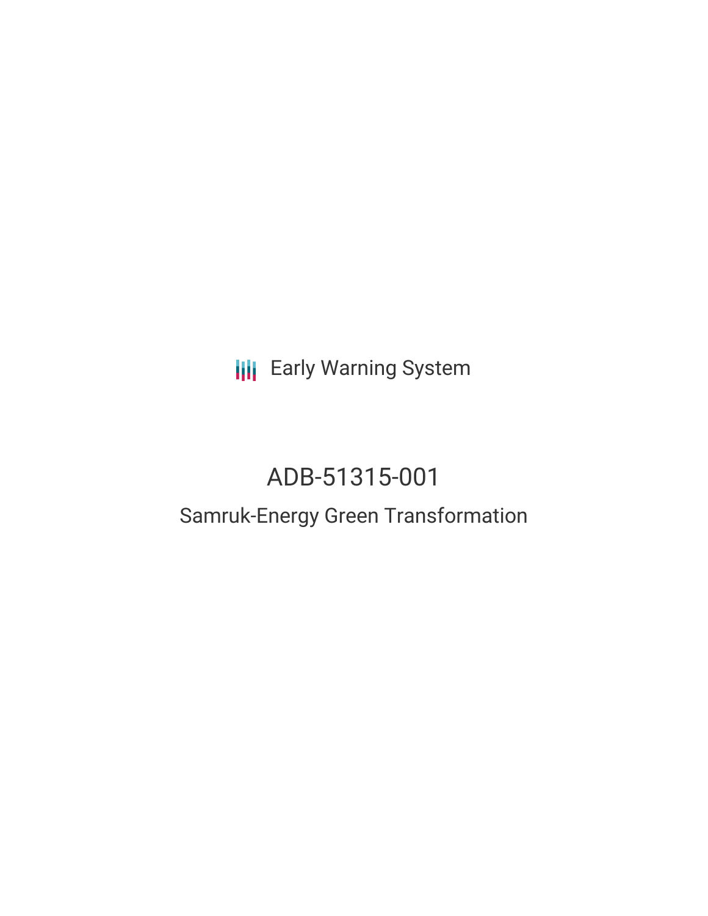Early Warning System

# ADB-51315-001

## Samruk-Energy Green Transformation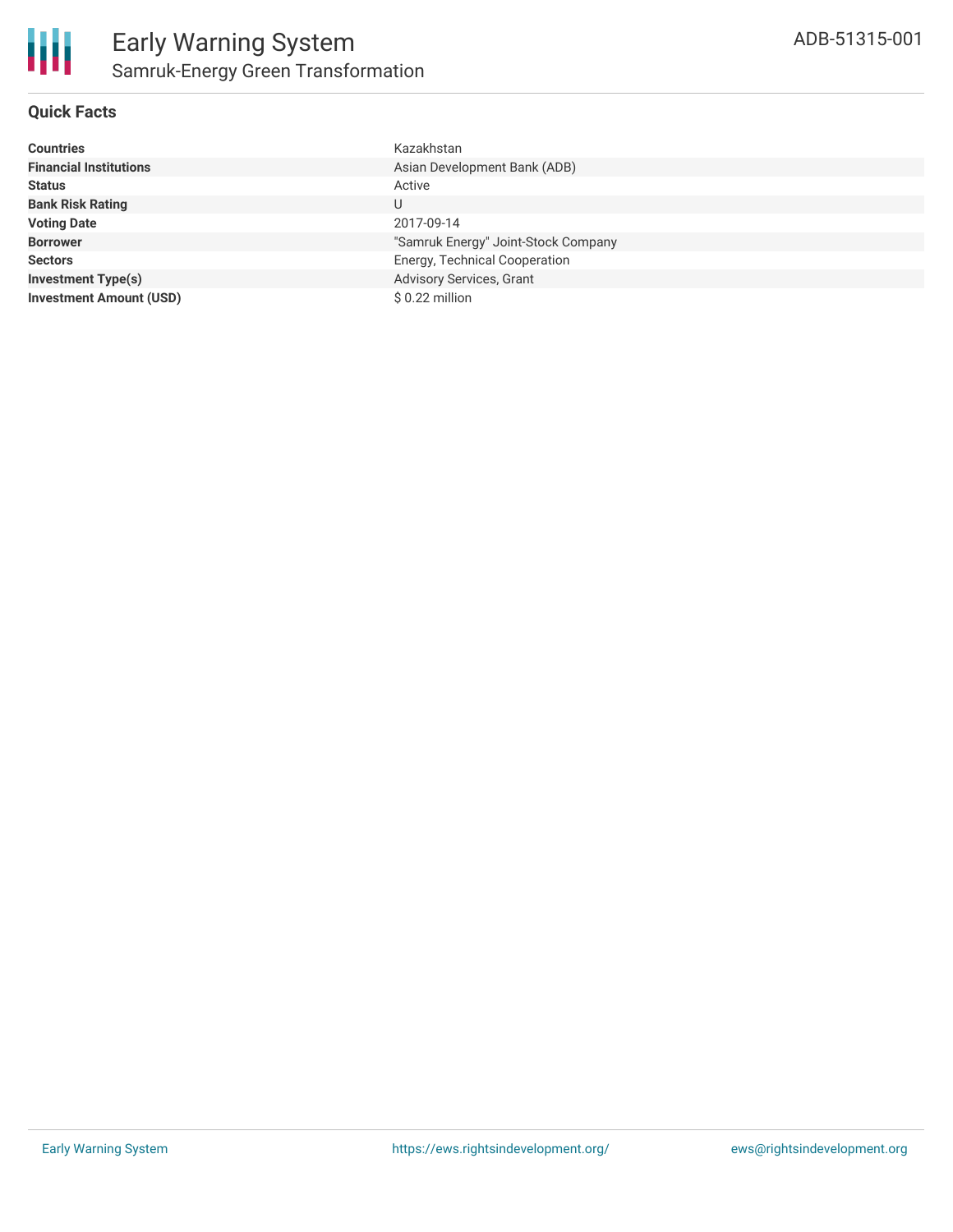# Early Warning System

## Samruk-Energy Green Transformation

ADB-51315-001

### Quick Facts

| | |
|---|---|
| **Countries** | Kazakhstan |
| **Financial Institutions** | Asian Development Bank (ADB) |
| **Status** | Active |
| **Bank Risk Rating** | U |
| **Voting Date** | 2017-09-14 |
| **Borrower** | "Samruk Energy" Joint-Stock Company |
| **Sectors** | Energy, Technical Cooperation |
| **Investment Type(s)** | Advisory Services, Grant |
| **Investment Amount (USD)** | $ 0.22 million |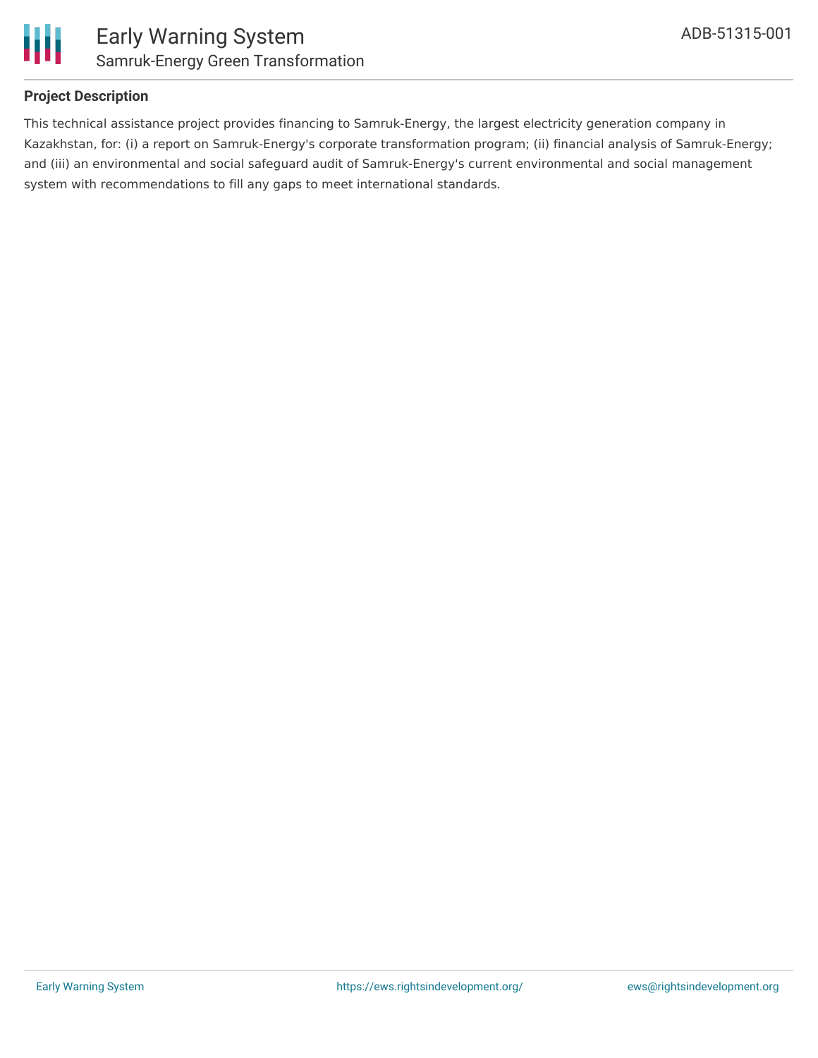**Project Description**

This technical assistance project provides financing to Samruk-Energy, the largest electricity generation company in Kazakhstan, for: (i) a report on Samruk-Energy's corporate transformation program; (ii) financial analysis of Samruk-Energy; and (iii) an environmental and social safeguard audit of Samruk-Energy's current environmental and social management system with recommendations to fill any gaps to meet international standards.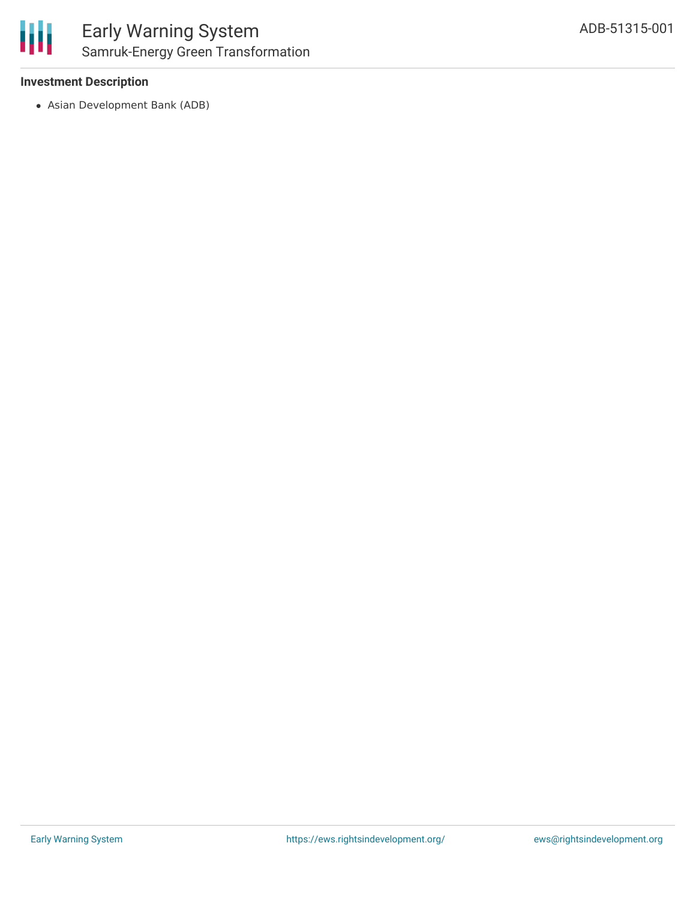### Investment Description

- Asian Development Bank (ADB)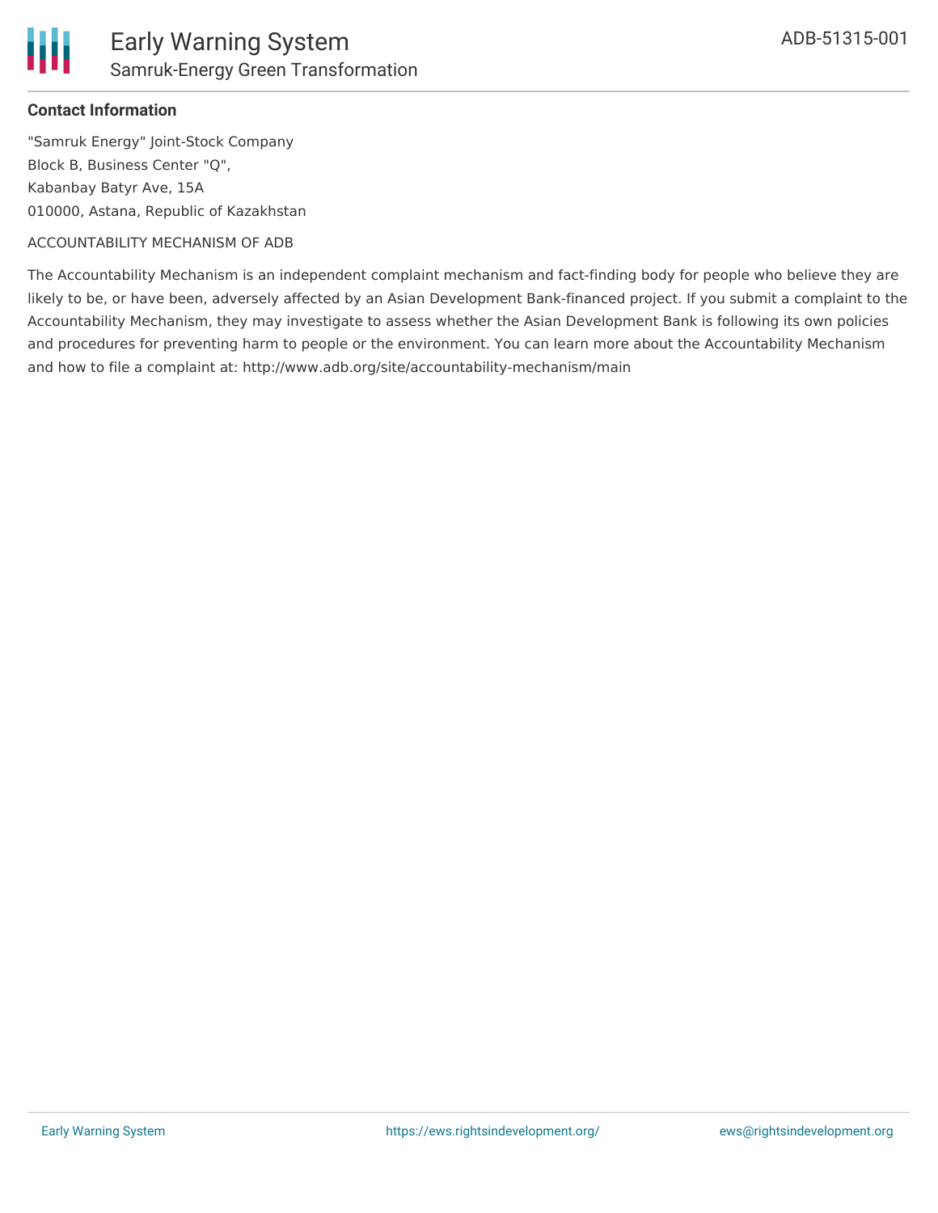### Contact Information

"Samruk Energy" Joint-Stock Company
Block B, Business Center "Q",
Kabanbay Batyr Ave, 15A
010000, Astana, Republic of Kazakhstan

ACCOUNTABILITY MECHANISM OF ADB

The Accountability Mechanism is an independent complaint mechanism and fact-finding body for people who believe they are likely to be, or have been, adversely affected by an Asian Development Bank-financed project. If you submit a complaint to the Accountability Mechanism, they may investigate to assess whether the Asian Development Bank is following its own policies and procedures for preventing harm to people or the environment. You can learn more about the Accountability Mechanism and how to file a complaint at: http://www.adb.org/site/accountability-mechanism/main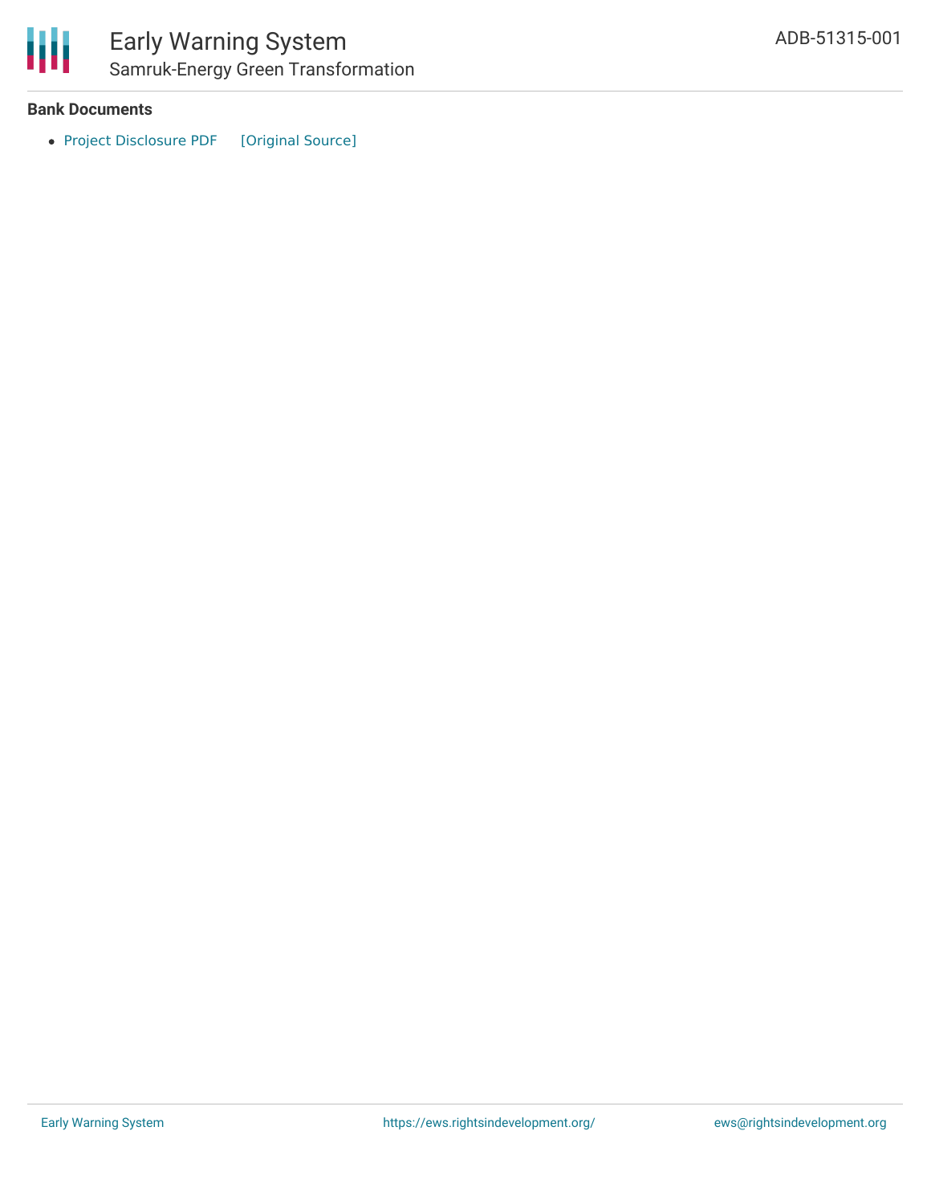**Bank Documents**

- Project Disclosure PDF [Original Source]